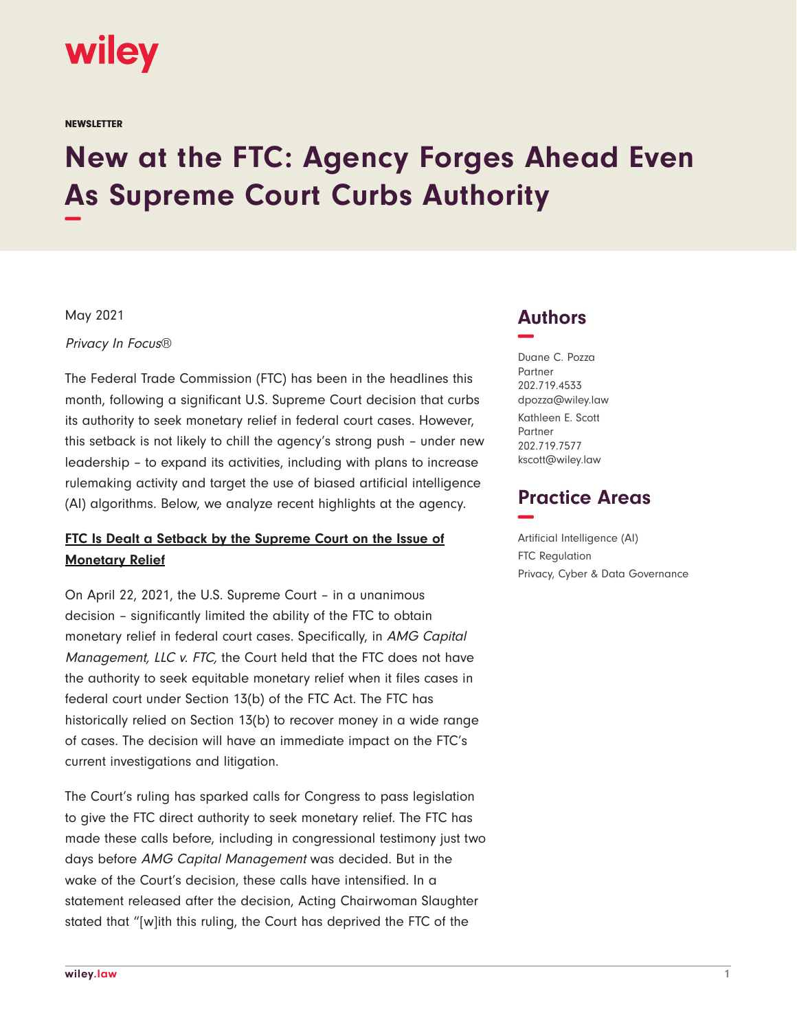wiley

NEWSLETTER

# New at the FTC: Agency Forges Ahead Even As Supreme Court Curbs Authority

May 2021

*Privacy In Focus®*

The Federal Trade Commission (FTC) has been in the headlines this month, following a significant U.S. Supreme Court decision that curbs its authority to seek monetary relief in federal court cases. However, this setback is not likely to chill the agency's strong push – under new leadership – to expand its activities, including with plans to increase rulemaking activity and target the use of biased artificial intelligence (AI) algorithms. Below, we analyze recent highlights at the agency.

## Authors

Duane C. Pozza
Partner
202.719.4533
dpozza@wiley.law

Kathleen E. Scott
Partner
202.719.7577
kscott@wiley.law

## Practice Areas

Artificial Intelligence (AI)
FTC Regulation
Privacy, Cyber & Data Governance

### FTC Is Dealt a Setback by the Supreme Court on the Issue of Monetary Relief

On April 22, 2021, the U.S. Supreme Court – in a unanimous decision – significantly limited the ability of the FTC to obtain monetary relief in federal court cases. Specifically, in *AMG Capital Management, LLC v. FTC,* the Court held that the FTC does not have the authority to seek equitable monetary relief when it files cases in federal court under Section 13(b) of the FTC Act. The FTC has historically relied on Section 13(b) to recover money in a wide range of cases. The decision will have an immediate impact on the FTC's current investigations and litigation.

The Court's ruling has sparked calls for Congress to pass legislation to give the FTC direct authority to seek monetary relief. The FTC has made these calls before, including in congressional testimony just two days before *AMG Capital Management* was decided. But in the wake of the Court's decision, these calls have intensified. In a statement released after the decision, Acting Chairwoman Slaughter stated that "[w]ith this ruling, the Court has deprived the FTC of the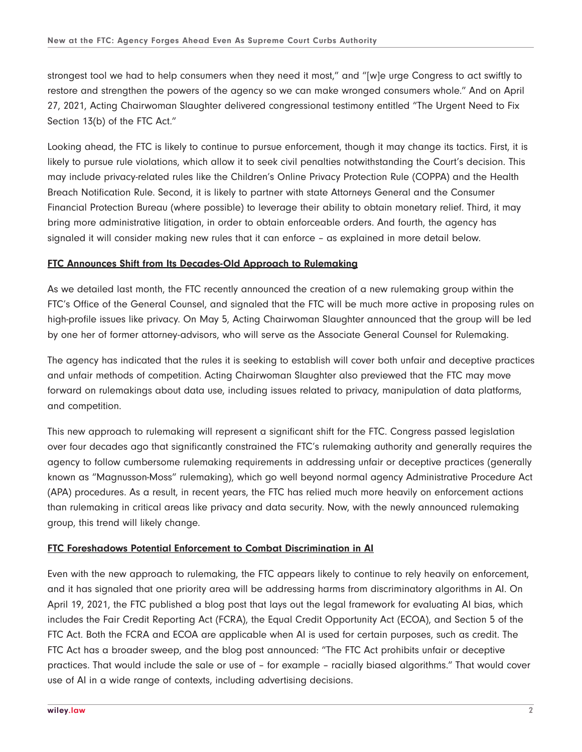strongest tool we had to help consumers when they need it most," and "[w]e urge Congress to act swiftly to restore and strengthen the powers of the agency so we can make wronged consumers whole." And on April 27, 2021, Acting Chairwoman Slaughter delivered congressional testimony entitled "The Urgent Need to Fix Section 13(b) of the FTC Act."

Looking ahead, the FTC is likely to continue to pursue enforcement, though it may change its tactics. First, it is likely to pursue rule violations, which allow it to seek civil penalties notwithstanding the Court's decision. This may include privacy-related rules like the Children's Online Privacy Protection Rule (COPPA) and the Health Breach Notification Rule. Second, it is likely to partner with state Attorneys General and the Consumer Financial Protection Bureau (where possible) to leverage their ability to obtain monetary relief. Third, it may bring more administrative litigation, in order to obtain enforceable orders. And fourth, the agency has signaled it will consider making new rules that it can enforce – as explained in more detail below.

## FTC Announces Shift from Its Decades-Old Approach to Rulemaking

As we detailed last month, the FTC recently announced the creation of a new rulemaking group within the FTC's Office of the General Counsel, and signaled that the FTC will be much more active in proposing rules on high-profile issues like privacy. On May 5, Acting Chairwoman Slaughter announced that the group will be led by one her of former attorney-advisors, who will serve as the Associate General Counsel for Rulemaking.

The agency has indicated that the rules it is seeking to establish will cover both unfair and deceptive practices and unfair methods of competition. Acting Chairwoman Slaughter also previewed that the FTC may move forward on rulemakings about data use, including issues related to privacy, manipulation of data platforms, and competition.

This new approach to rulemaking will represent a significant shift for the FTC. Congress passed legislation over four decades ago that significantly constrained the FTC's rulemaking authority and generally requires the agency to follow cumbersome rulemaking requirements in addressing unfair or deceptive practices (generally known as "Magnusson-Moss" rulemaking), which go well beyond normal agency Administrative Procedure Act (APA) procedures. As a result, in recent years, the FTC has relied much more heavily on enforcement actions than rulemaking in critical areas like privacy and data security. Now, with the newly announced rulemaking group, this trend will likely change.

## FTC Foreshadows Potential Enforcement to Combat Discrimination in AI

Even with the new approach to rulemaking, the FTC appears likely to continue to rely heavily on enforcement, and it has signaled that one priority area will be addressing harms from discriminatory algorithms in AI. On April 19, 2021, the FTC published a blog post that lays out the legal framework for evaluating AI bias, which includes the Fair Credit Reporting Act (FCRA), the Equal Credit Opportunity Act (ECOA), and Section 5 of the FTC Act. Both the FCRA and ECOA are applicable when AI is used for certain purposes, such as credit. The FTC Act has a broader sweep, and the blog post announced: "The FTC Act prohibits unfair or deceptive practices. That would include the sale or use of – for example – racially biased algorithms." That would cover use of AI in a wide range of contexts, including advertising decisions.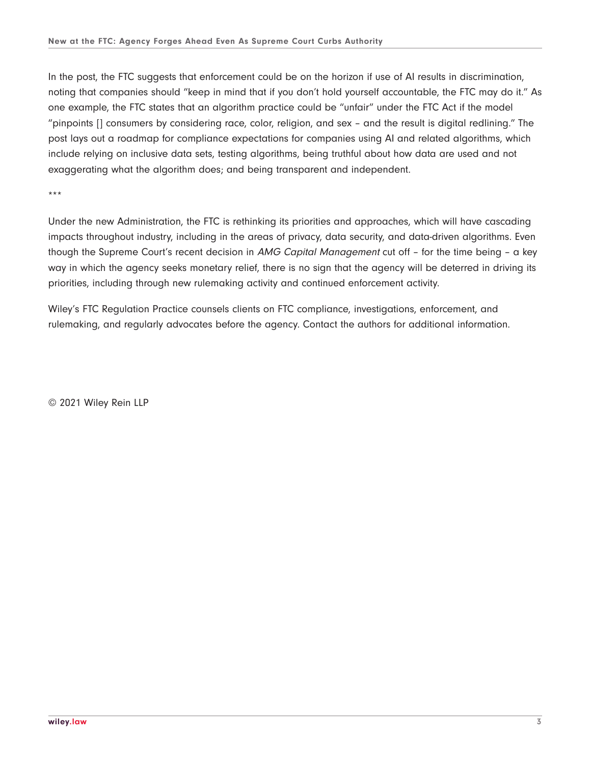In the post, the FTC suggests that enforcement could be on the horizon if use of AI results in discrimination, noting that companies should "keep in mind that if you don't hold yourself accountable, the FTC may do it." As one example, the FTC states that an algorithm practice could be "unfair" under the FTC Act if the model "pinpoints [] consumers by considering race, color, religion, and sex – and the result is digital redlining." The post lays out a roadmap for compliance expectations for companies using AI and related algorithms, which include relying on inclusive data sets, testing algorithms, being truthful about how data are used and not exaggerating what the algorithm does; and being transparent and independent.

***

Under the new Administration, the FTC is rethinking its priorities and approaches, which will have cascading impacts throughout industry, including in the areas of privacy, data security, and data-driven algorithms. Even though the Supreme Court's recent decision in *AMG Capital Management* cut off – for the time being – a key way in which the agency seeks monetary relief, there is no sign that the agency will be deterred in driving its priorities, including through new rulemaking activity and continued enforcement activity.

Wiley's FTC Regulation Practice counsels clients on FTC compliance, investigations, enforcement, and rulemaking, and regularly advocates before the agency. Contact the authors for additional information.

© 2021 Wiley Rein LLP